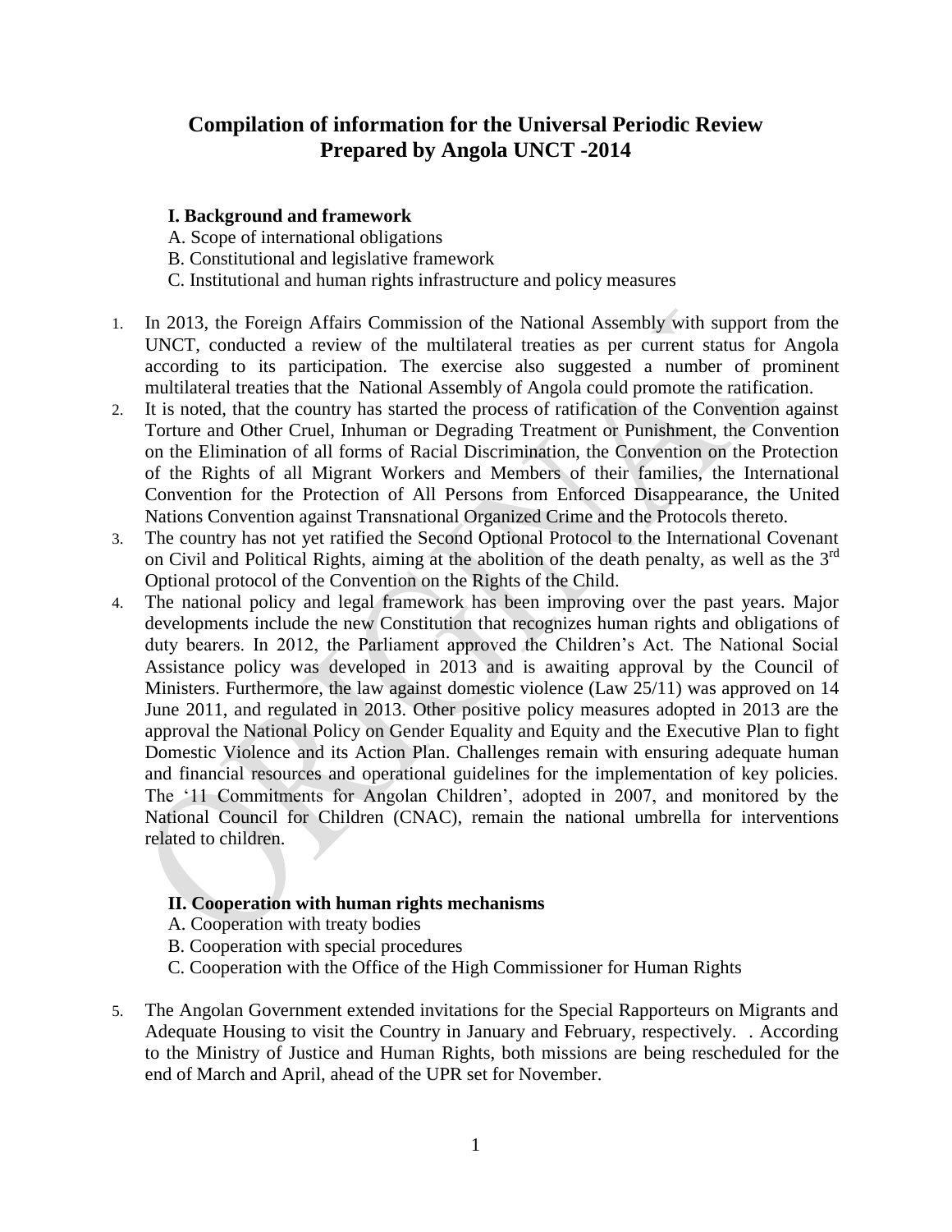# Compilation of information for the Universal Periodic Review
# Prepared by Angola UNCT -2014

## I. Background and framework

A. Scope of international obligations
B. Constitutional and legislative framework
C. Institutional and human rights infrastructure and policy measures

1. In 2013, the Foreign Affairs Commission of the National Assembly with support from the UNCT, conducted a review of the multilateral treaties as per current status for Angola according to its participation. The exercise also suggested a number of prominent multilateral treaties that the National Assembly of Angola could promote the ratification.
2. It is noted, that the country has started the process of ratification of the Convention against Torture and Other Cruel, Inhuman or Degrading Treatment or Punishment, the Convention on the Elimination of all forms of Racial Discrimination, the Convention on the Protection of the Rights of all Migrant Workers and Members of their families, the International Convention for the Protection of All Persons from Enforced Disappearance, the United Nations Convention against Transnational Organized Crime and the Protocols thereto.
3. The country has not yet ratified the Second Optional Protocol to the International Covenant on Civil and Political Rights, aiming at the abolition of the death penalty, as well as the 3rd Optional protocol of the Convention on the Rights of the Child.
4. The national policy and legal framework has been improving over the past years. Major developments include the new Constitution that recognizes human rights and obligations of duty bearers. In 2012, the Parliament approved the Children's Act. The National Social Assistance policy was developed in 2013 and is awaiting approval by the Council of Ministers. Furthermore, the law against domestic violence (Law 25/11) was approved on 14 June 2011, and regulated in 2013. Other positive policy measures adopted in 2013 are the approval the National Policy on Gender Equality and Equity and the Executive Plan to fight Domestic Violence and its Action Plan. Challenges remain with ensuring adequate human and financial resources and operational guidelines for the implementation of key policies. The '11 Commitments for Angolan Children', adopted in 2007, and monitored by the National Council for Children (CNAC), remain the national umbrella for interventions related to children.

## II. Cooperation with human rights mechanisms

A. Cooperation with treaty bodies
B. Cooperation with special procedures
C. Cooperation with the Office of the High Commissioner for Human Rights

5. The Angolan Government extended invitations for the Special Rapporteurs on Migrants and Adequate Housing to visit the Country in January and February, respectively. . According to the Ministry of Justice and Human Rights, both missions are being rescheduled for the end of March and April, ahead of the UPR set for November.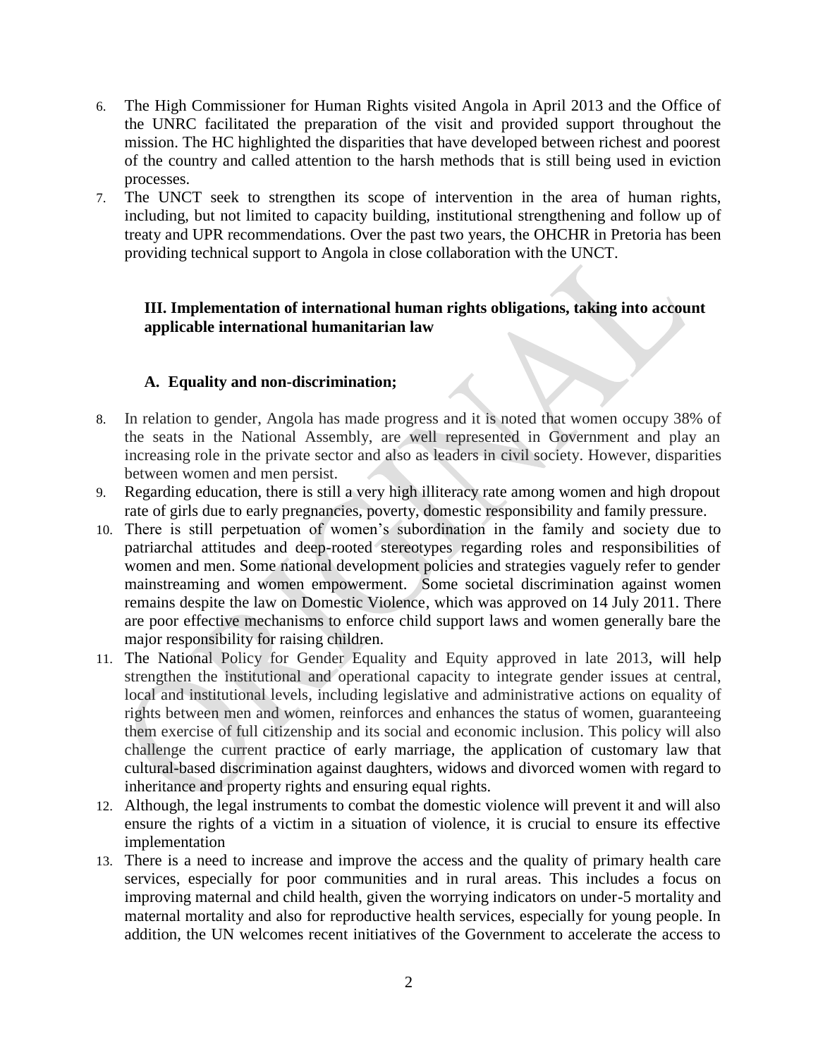6. The High Commissioner for Human Rights visited Angola in April 2013 and the Office of the UNRC facilitated the preparation of the visit and provided support throughout the mission. The HC highlighted the disparities that have developed between richest and poorest of the country and called attention to the harsh methods that is still being used in eviction processes.
7. The UNCT seek to strengthen its scope of intervention in the area of human rights, including, but not limited to capacity building, institutional strengthening and follow up of treaty and UPR recommendations. Over the past two years, the OHCHR in Pretoria has been providing technical support to Angola in close collaboration with the UNCT.

## III. Implementation of international human rights obligations, taking into account applicable international humanitarian law

### A. Equality and non-discrimination;

8. In relation to gender, Angola has made progress and it is noted that women occupy 38% of the seats in the National Assembly, are well represented in Government and play an increasing role in the private sector and also as leaders in civil society. However, disparities between women and men persist.
9. Regarding education, there is still a very high illiteracy rate among women and high dropout rate of girls due to early pregnancies, poverty, domestic responsibility and family pressure.
10. There is still perpetuation of women's subordination in the family and society due to patriarchal attitudes and deep-rooted stereotypes regarding roles and responsibilities of women and men. Some national development policies and strategies vaguely refer to gender mainstreaming and women empowerment. Some societal discrimination against women remains despite the law on Domestic Violence, which was approved on 14 July 2011. There are poor effective mechanisms to enforce child support laws and women generally bare the major responsibility for raising children.
11. The National Policy for Gender Equality and Equity approved in late 2013, will help strengthen the institutional and operational capacity to integrate gender issues at central, local and institutional levels, including legislative and administrative actions on equality of rights between men and women, reinforces and enhances the status of women, guaranteeing them exercise of full citizenship and its social and economic inclusion. This policy will also challenge the current practice of early marriage, the application of customary law that cultural-based discrimination against daughters, widows and divorced women with regard to inheritance and property rights and ensuring equal rights.
12. Although, the legal instruments to combat the domestic violence will prevent it and will also ensure the rights of a victim in a situation of violence, it is crucial to ensure its effective implementation
13. There is a need to increase and improve the access and the quality of primary health care services, especially for poor communities and in rural areas. This includes a focus on improving maternal and child health, given the worrying indicators on under-5 mortality and maternal mortality and also for reproductive health services, especially for young people. In addition, the UN welcomes recent initiatives of the Government to accelerate the access to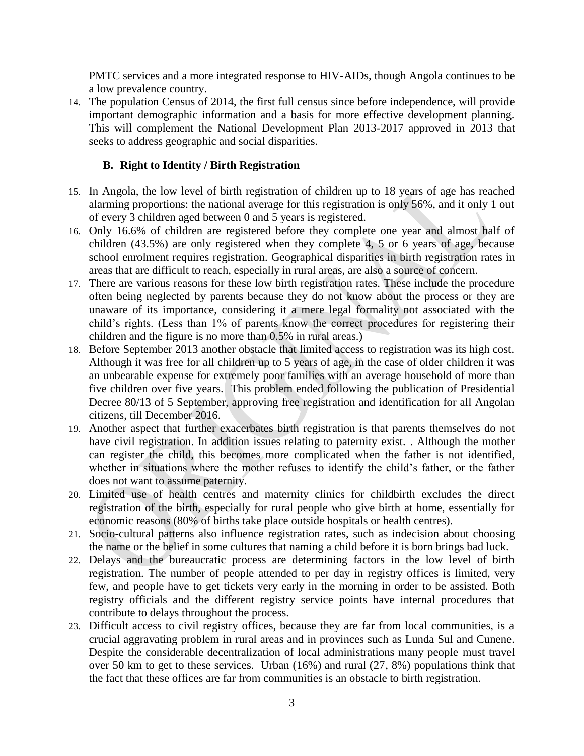PMTC services and a more integrated response to HIV-AIDs, though Angola continues to be a low prevalence country.

14. The population Census of 2014, the first full census since before independence, will provide important demographic information and a basis for more effective development planning. This will complement the National Development Plan 2013-2017 approved in 2013 that seeks to address geographic and social disparities.

### B. Right to Identity / Birth Registration

15. In Angola, the low level of birth registration of children up to 18 years of age has reached alarming proportions: the national average for this registration is only 56%, and it only 1 out of every 3 children aged between 0 and 5 years is registered.
16. Only 16.6% of children are registered before they complete one year and almost half of children (43.5%) are only registered when they complete 4, 5 or 6 years of age, because school enrolment requires registration. Geographical disparities in birth registration rates in areas that are difficult to reach, especially in rural areas, are also a source of concern.
17. There are various reasons for these low birth registration rates. These include the procedure often being neglected by parents because they do not know about the process or they are unaware of its importance, considering it a mere legal formality not associated with the child's rights. (Less than 1% of parents know the correct procedures for registering their children and the figure is no more than 0.5% in rural areas.)
18. Before September 2013 another obstacle that limited access to registration was its high cost. Although it was free for all children up to 5 years of age, in the case of older children it was an unbearable expense for extremely poor families with an average household of more than five children over five years. This problem ended following the publication of Presidential Decree 80/13 of 5 September, approving free registration and identification for all Angolan citizens, till December 2016.
19. Another aspect that further exacerbates birth registration is that parents themselves do not have civil registration. In addition issues relating to paternity exist. . Although the mother can register the child, this becomes more complicated when the father is not identified, whether in situations where the mother refuses to identify the child's father, or the father does not want to assume paternity.
20. Limited use of health centres and maternity clinics for childbirth excludes the direct registration of the birth, especially for rural people who give birth at home, essentially for economic reasons (80% of births take place outside hospitals or health centres).
21. Socio-cultural patterns also influence registration rates, such as indecision about choosing the name or the belief in some cultures that naming a child before it is born brings bad luck.
22. Delays and the bureaucratic process are determining factors in the low level of birth registration. The number of people attended to per day in registry offices is limited, very few, and people have to get tickets very early in the morning in order to be assisted. Both registry officials and the different registry service points have internal procedures that contribute to delays throughout the process.
23. Difficult access to civil registry offices, because they are far from local communities, is a crucial aggravating problem in rural areas and in provinces such as Lunda Sul and Cunene. Despite the considerable decentralization of local administrations many people must travel over 50 km to get to these services. Urban (16%) and rural (27, 8%) populations think that the fact that these offices are far from communities is an obstacle to birth registration.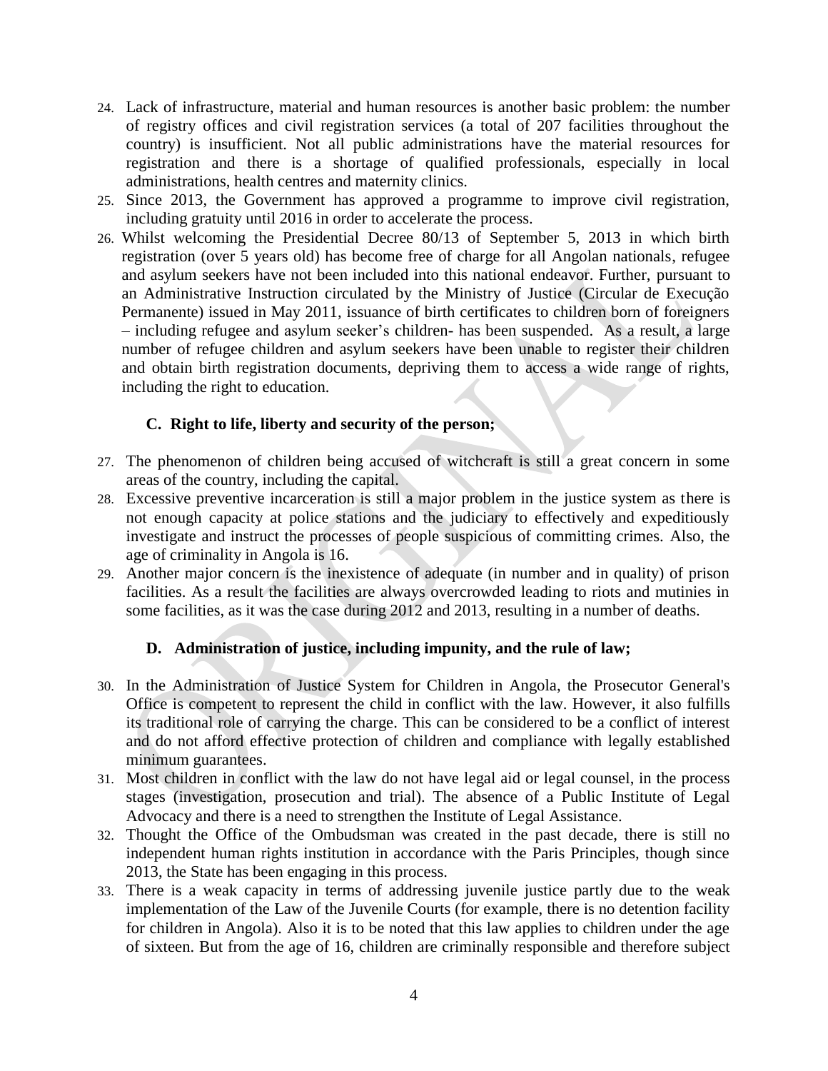24. Lack of infrastructure, material and human resources is another basic problem: the number of registry offices and civil registration services (a total of 207 facilities throughout the country) is insufficient. Not all public administrations have the material resources for registration and there is a shortage of qualified professionals, especially in local administrations, health centres and maternity clinics.
25. Since 2013, the Government has approved a programme to improve civil registration, including gratuity until 2016 in order to accelerate the process.
26. Whilst welcoming the Presidential Decree 80/13 of September 5, 2013 in which birth registration (over 5 years old) has become free of charge for all Angolan nationals, refugee and asylum seekers have not been included into this national endeavor. Further, pursuant to an Administrative Instruction circulated by the Ministry of Justice (Circular de Execução Permanente) issued in May 2011, issuance of birth certificates to children born of foreigners – including refugee and asylum seeker's children- has been suspended. As a result, a large number of refugee children and asylum seekers have been unable to register their children and obtain birth registration documents, depriving them to access a wide range of rights, including the right to education.

### C. Right to life, liberty and security of the person;

27. The phenomenon of children being accused of witchcraft is still a great concern in some areas of the country, including the capital.
28. Excessive preventive incarceration is still a major problem in the justice system as there is not enough capacity at police stations and the judiciary to effectively and expeditiously investigate and instruct the processes of people suspicious of committing crimes. Also, the age of criminality in Angola is 16.
29. Another major concern is the inexistence of adequate (in number and in quality) of prison facilities. As a result the facilities are always overcrowded leading to riots and mutinies in some facilities, as it was the case during 2012 and 2013, resulting in a number of deaths.

### D. Administration of justice, including impunity, and the rule of law;

30. In the Administration of Justice System for Children in Angola, the Prosecutor General's Office is competent to represent the child in conflict with the law. However, it also fulfills its traditional role of carrying the charge. This can be considered to be a conflict of interest and do not afford effective protection of children and compliance with legally established minimum guarantees.
31. Most children in conflict with the law do not have legal aid or legal counsel, in the process stages (investigation, prosecution and trial). The absence of a Public Institute of Legal Advocacy and there is a need to strengthen the Institute of Legal Assistance.
32. Thought the Office of the Ombudsman was created in the past decade, there is still no independent human rights institution in accordance with the Paris Principles, though since 2013, the State has been engaging in this process.
33. There is a weak capacity in terms of addressing juvenile justice partly due to the weak implementation of the Law of the Juvenile Courts (for example, there is no detention facility for children in Angola). Also it is to be noted that this law applies to children under the age of sixteen. But from the age of 16, children are criminally responsible and therefore subject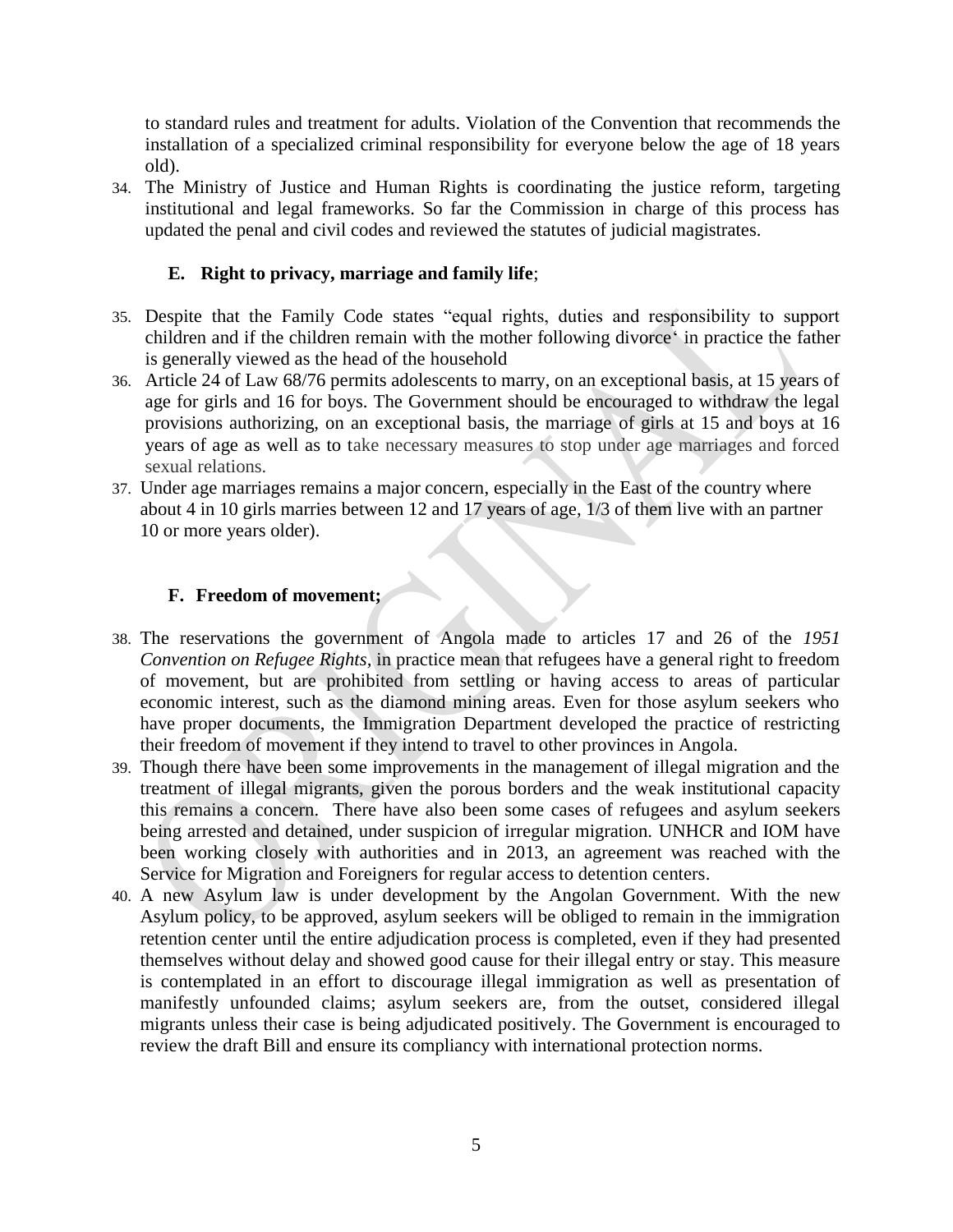to standard rules and treatment for adults. Violation of the Convention that recommends the installation of a specialized criminal responsibility for everyone below the age of 18 years old).

34. The Ministry of Justice and Human Rights is coordinating the justice reform, targeting institutional and legal frameworks. So far the Commission in charge of this process has updated the penal and civil codes and reviewed the statutes of judicial magistrates.

### E. Right to privacy, marriage and family life;

35. Despite that the Family Code states "equal rights, duties and responsibility to support children and if the children remain with the mother following divorce' in practice the father is generally viewed as the head of the household
36. Article 24 of Law 68/76 permits adolescents to marry, on an exceptional basis, at 15 years of age for girls and 16 for boys. The Government should be encouraged to withdraw the legal provisions authorizing, on an exceptional basis, the marriage of girls at 15 and boys at 16 years of age as well as to take necessary measures to stop under age marriages and forced sexual relations.
37. Under age marriages remains a major concern, especially in the East of the country where about 4 in 10 girls marries between 12 and 17 years of age, 1/3 of them live with an partner 10 or more years older).

### F. Freedom of movement;

38. The reservations the government of Angola made to articles 17 and 26 of the *1951 Convention on Refugee Rights,* in practice mean that refugees have a general right to freedom of movement, but are prohibited from settling or having access to areas of particular economic interest, such as the diamond mining areas. Even for those asylum seekers who have proper documents, the Immigration Department developed the practice of restricting their freedom of movement if they intend to travel to other provinces in Angola.
39. Though there have been some improvements in the management of illegal migration and the treatment of illegal migrants, given the porous borders and the weak institutional capacity this remains a concern. There have also been some cases of refugees and asylum seekers being arrested and detained, under suspicion of irregular migration. UNHCR and IOM have been working closely with authorities and in 2013, an agreement was reached with the Service for Migration and Foreigners for regular access to detention centers.
40. A new Asylum law is under development by the Angolan Government. With the new Asylum policy, to be approved, asylum seekers will be obliged to remain in the immigration retention center until the entire adjudication process is completed, even if they had presented themselves without delay and showed good cause for their illegal entry or stay. This measure is contemplated in an effort to discourage illegal immigration as well as presentation of manifestly unfounded claims; asylum seekers are, from the outset, considered illegal migrants unless their case is being adjudicated positively. The Government is encouraged to review the draft Bill and ensure its compliancy with international protection norms.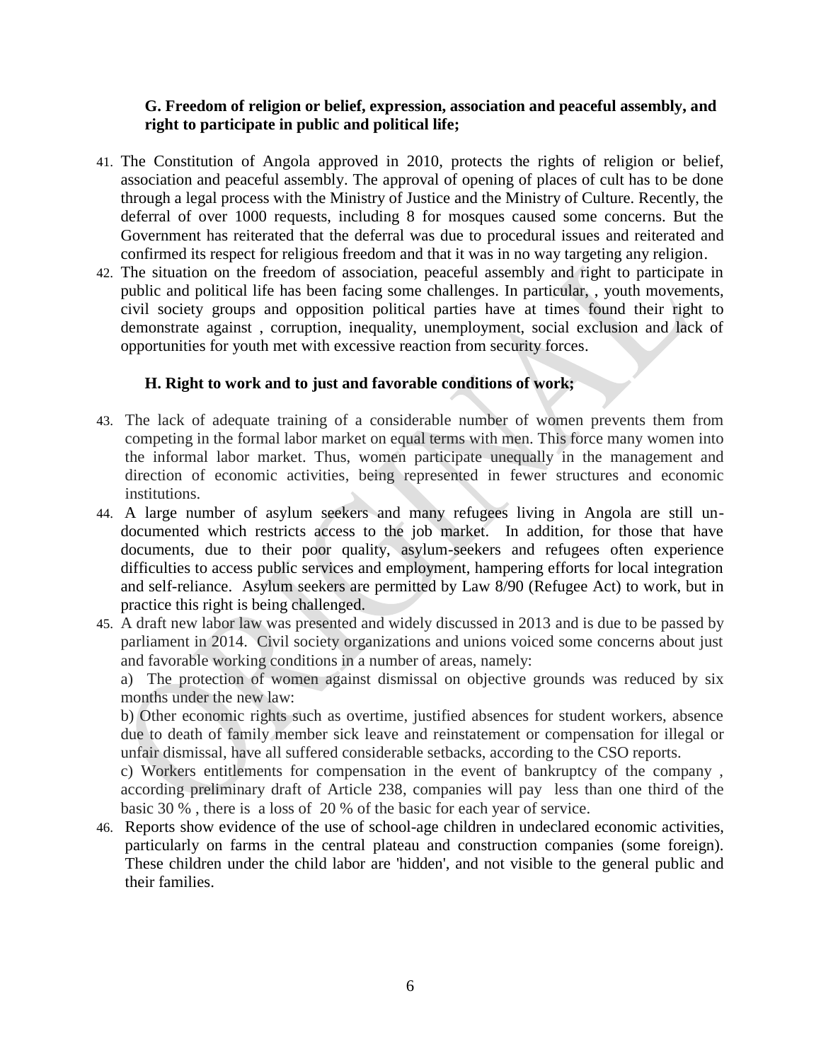### G. Freedom of religion or belief, expression, association and peaceful assembly, and right to participate in public and political life;

41. The Constitution of Angola approved in 2010, protects the rights of religion or belief, association and peaceful assembly. The approval of opening of places of cult has to be done through a legal process with the Ministry of Justice and the Ministry of Culture. Recently, the deferral of over 1000 requests, including 8 for mosques caused some concerns. But the Government has reiterated that the deferral was due to procedural issues and reiterated and confirmed its respect for religious freedom and that it was in no way targeting any religion.
42. The situation on the freedom of association, peaceful assembly and right to participate in public and political life has been facing some challenges. In particular, , youth movements, civil society groups and opposition political parties have at times found their right to demonstrate against , corruption, inequality, unemployment, social exclusion and lack of opportunities for youth met with excessive reaction from security forces.

### H. Right to work and to just and favorable conditions of work;

43. The lack of adequate training of a considerable number of women prevents them from competing in the formal labor market on equal terms with men. This force many women into the informal labor market. Thus, women participate unequally in the management and direction of economic activities, being represented in fewer structures and economic institutions.
44. A large number of asylum seekers and many refugees living in Angola are still un-documented which restricts access to the job market. In addition, for those that have documents, due to their poor quality, asylum-seekers and refugees often experience difficulties to access public services and employment, hampering efforts for local integration and self-reliance. Asylum seekers are permitted by Law 8/90 (Refugee Act) to work, but in practice this right is being challenged.
45. A draft new labor law was presented and widely discussed in 2013 and is due to be passed by parliament in 2014. Civil society organizations and unions voiced some concerns about just and favorable working conditions in a number of areas, namely:

    a) The protection of women against dismissal on objective grounds was reduced by six months under the new law:

    b) Other economic rights such as overtime, justified absences for student workers, absence due to death of family member sick leave and reinstatement or compensation for illegal or unfair dismissal, have all suffered considerable setbacks, according to the CSO reports.

    c) Workers entitlements for compensation in the event of bankruptcy of the company , according preliminary draft of Article 238, companies will pay less than one third of the basic 30 % , there is a loss of 20 % of the basic for each year of service.
46. Reports show evidence of the use of school-age children in undeclared economic activities, particularly on farms in the central plateau and construction companies (some foreign). These children under the child labor are 'hidden', and not visible to the general public and their families.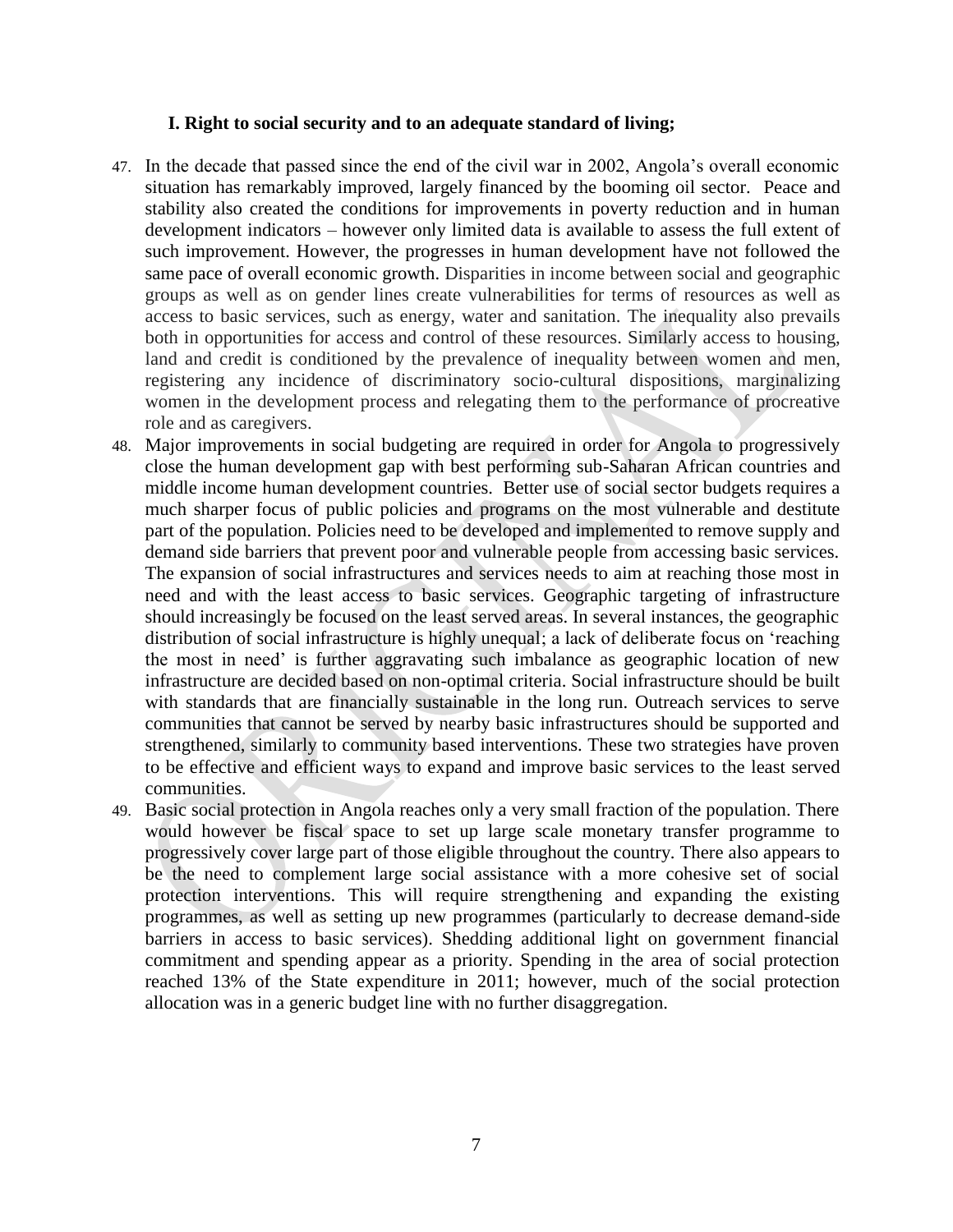### I. Right to social security and to an adequate standard of living;

47. In the decade that passed since the end of the civil war in 2002, Angola's overall economic situation has remarkably improved, largely financed by the booming oil sector. Peace and stability also created the conditions for improvements in poverty reduction and in human development indicators – however only limited data is available to assess the full extent of such improvement. However, the progresses in human development have not followed the same pace of overall economic growth. Disparities in income between social and geographic groups as well as on gender lines create vulnerabilities for terms of resources as well as access to basic services, such as energy, water and sanitation. The inequality also prevails both in opportunities for access and control of these resources. Similarly access to housing, land and credit is conditioned by the prevalence of inequality between women and men, registering any incidence of discriminatory socio-cultural dispositions, marginalizing women in the development process and relegating them to the performance of procreative role and as caregivers.
48. Major improvements in social budgeting are required in order for Angola to progressively close the human development gap with best performing sub-Saharan African countries and middle income human development countries. Better use of social sector budgets requires a much sharper focus of public policies and programs on the most vulnerable and destitute part of the population. Policies need to be developed and implemented to remove supply and demand side barriers that prevent poor and vulnerable people from accessing basic services. The expansion of social infrastructures and services needs to aim at reaching those most in need and with the least access to basic services. Geographic targeting of infrastructure should increasingly be focused on the least served areas. In several instances, the geographic distribution of social infrastructure is highly unequal; a lack of deliberate focus on 'reaching the most in need' is further aggravating such imbalance as geographic location of new infrastructure are decided based on non-optimal criteria. Social infrastructure should be built with standards that are financially sustainable in the long run. Outreach services to serve communities that cannot be served by nearby basic infrastructures should be supported and strengthened, similarly to community based interventions. These two strategies have proven to be effective and efficient ways to expand and improve basic services to the least served communities.
49. Basic social protection in Angola reaches only a very small fraction of the population. There would however be fiscal space to set up large scale monetary transfer programme to progressively cover large part of those eligible throughout the country. There also appears to be the need to complement large social assistance with a more cohesive set of social protection interventions. This will require strengthening and expanding the existing programmes, as well as setting up new programmes (particularly to decrease demand-side barriers in access to basic services). Shedding additional light on government financial commitment and spending appear as a priority. Spending in the area of social protection reached 13% of the State expenditure in 2011; however, much of the social protection allocation was in a generic budget line with no further disaggregation.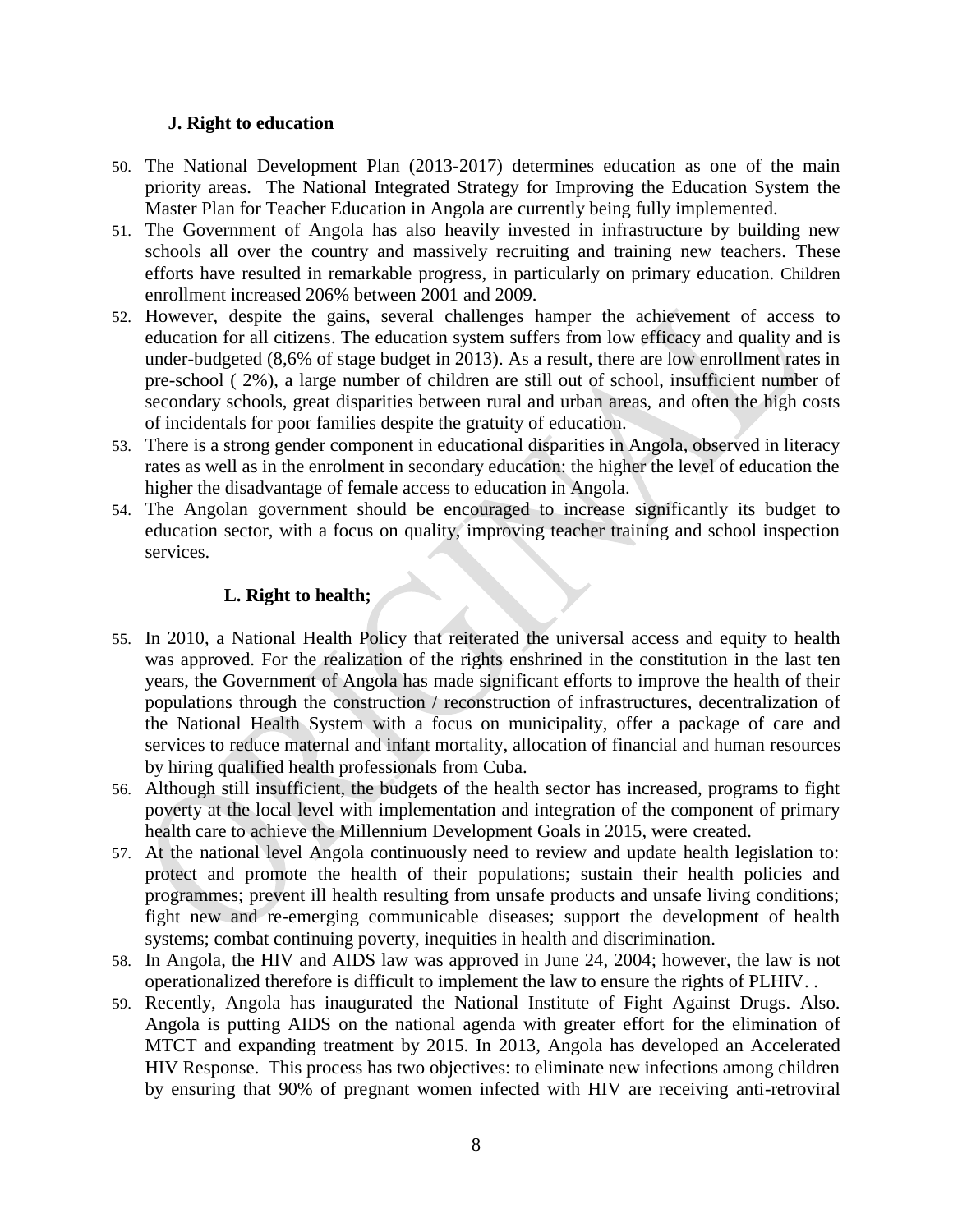### J. Right to education

50. The National Development Plan (2013-2017) determines education as one of the main priority areas. The National Integrated Strategy for Improving the Education System the Master Plan for Teacher Education in Angola are currently being fully implemented.
51. The Government of Angola has also heavily invested in infrastructure by building new schools all over the country and massively recruiting and training new teachers. These efforts have resulted in remarkable progress, in particularly on primary education. Children enrollment increased 206% between 2001 and 2009.
52. However, despite the gains, several challenges hamper the achievement of access to education for all citizens. The education system suffers from low efficacy and quality and is under-budgeted (8,6% of stage budget in 2013). As a result, there are low enrollment rates in pre-school ( 2%), a large number of children are still out of school, insufficient number of secondary schools, great disparities between rural and urban areas, and often the high costs of incidentals for poor families despite the gratuity of education.
53. There is a strong gender component in educational disparities in Angola, observed in literacy rates as well as in the enrolment in secondary education: the higher the level of education the higher the disadvantage of female access to education in Angola.
54. The Angolan government should be encouraged to increase significantly its budget to education sector, with a focus on quality, improving teacher training and school inspection services.

### L. Right to health;

55. In 2010, a National Health Policy that reiterated the universal access and equity to health was approved. For the realization of the rights enshrined in the constitution in the last ten years, the Government of Angola has made significant efforts to improve the health of their populations through the construction / reconstruction of infrastructures, decentralization of the National Health System with a focus on municipality, offer a package of care and services to reduce maternal and infant mortality, allocation of financial and human resources by hiring qualified health professionals from Cuba.
56. Although still insufficient, the budgets of the health sector has increased, programs to fight poverty at the local level with implementation and integration of the component of primary health care to achieve the Millennium Development Goals in 2015, were created.
57. At the national level Angola continuously need to review and update health legislation to: protect and promote the health of their populations; sustain their health policies and programmes; prevent ill health resulting from unsafe products and unsafe living conditions; fight new and re-emerging communicable diseases; support the development of health systems; combat continuing poverty, inequities in health and discrimination.
58. In Angola, the HIV and AIDS law was approved in June 24, 2004; however, the law is not operationalized therefore is difficult to implement the law to ensure the rights of PLHIV. .
59. Recently, Angola has inaugurated the National Institute of Fight Against Drugs. Also. Angola is putting AIDS on the national agenda with greater effort for the elimination of MTCT and expanding treatment by 2015. In 2013, Angola has developed an Accelerated HIV Response. This process has two objectives: to eliminate new infections among children by ensuring that 90% of pregnant women infected with HIV are receiving anti-retroviral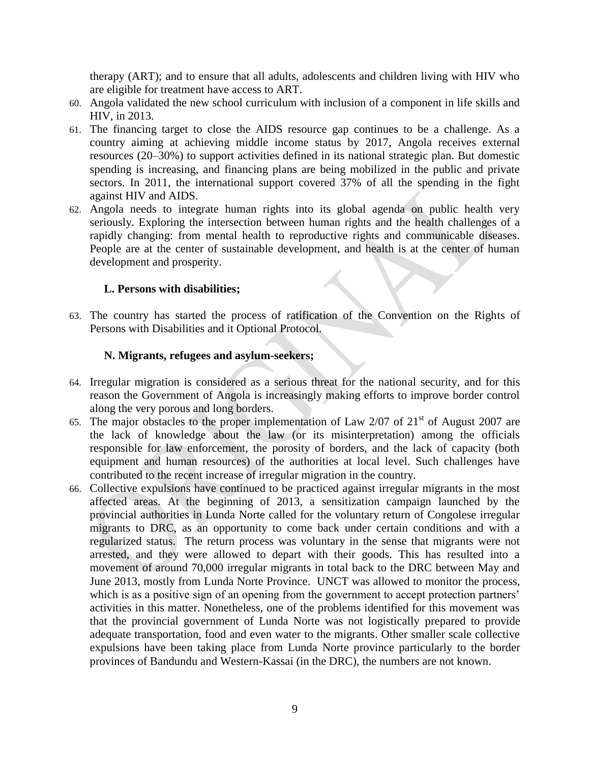therapy (ART); and to ensure that all adults, adolescents and children living with HIV who are eligible for treatment have access to ART.

60. Angola validated the new school curriculum with inclusion of a component in life skills and HIV, in 2013.
61. The financing target to close the AIDS resource gap continues to be a challenge. As a country aiming at achieving middle income status by 2017, Angola receives external resources (20–30%) to support activities defined in its national strategic plan. But domestic spending is increasing, and financing plans are being mobilized in the public and private sectors. In 2011, the international support covered 37% of all the spending in the fight against HIV and AIDS.
62. Angola needs to integrate human rights into its global agenda on public health very seriously. Exploring the intersection between human rights and the health challenges of a rapidly changing: from mental health to reproductive rights and communicable diseases. People are at the center of sustainable development, and health is at the center of human development and prosperity.

### L. Persons with disabilities;

63. The country has started the process of ratification of the Convention on the Rights of Persons with Disabilities and it Optional Protocol.

### N. Migrants, refugees and asylum-seekers;

64. Irregular migration is considered as a serious threat for the national security, and for this reason the Government of Angola is increasingly making efforts to improve border control along the very porous and long borders.
65. The major obstacles to the proper implementation of Law 2/07 of 21st of August 2007 are the lack of knowledge about the law (or its misinterpretation) among the officials responsible for law enforcement, the porosity of borders, and the lack of capacity (both equipment and human resources) of the authorities at local level. Such challenges have contributed to the recent increase of irregular migration in the country.
66. Collective expulsions have continued to be practiced against irregular migrants in the most affected areas. At the beginning of 2013, a sensitization campaign launched by the provincial authorities in Lunda Norte called for the voluntary return of Congolese irregular migrants to DRC, as an opportunity to come back under certain conditions and with a regularized status. The return process was voluntary in the sense that migrants were not arrested, and they were allowed to depart with their goods. This has resulted into a movement of around 70,000 irregular migrants in total back to the DRC between May and June 2013, mostly from Lunda Norte Province. UNCT was allowed to monitor the process, which is as a positive sign of an opening from the government to accept protection partners' activities in this matter. Nonetheless, one of the problems identified for this movement was that the provincial government of Lunda Norte was not logistically prepared to provide adequate transportation, food and even water to the migrants. Other smaller scale collective expulsions have been taking place from Lunda Norte province particularly to the border provinces of Bandundu and Western-Kassai (in the DRC), the numbers are not known.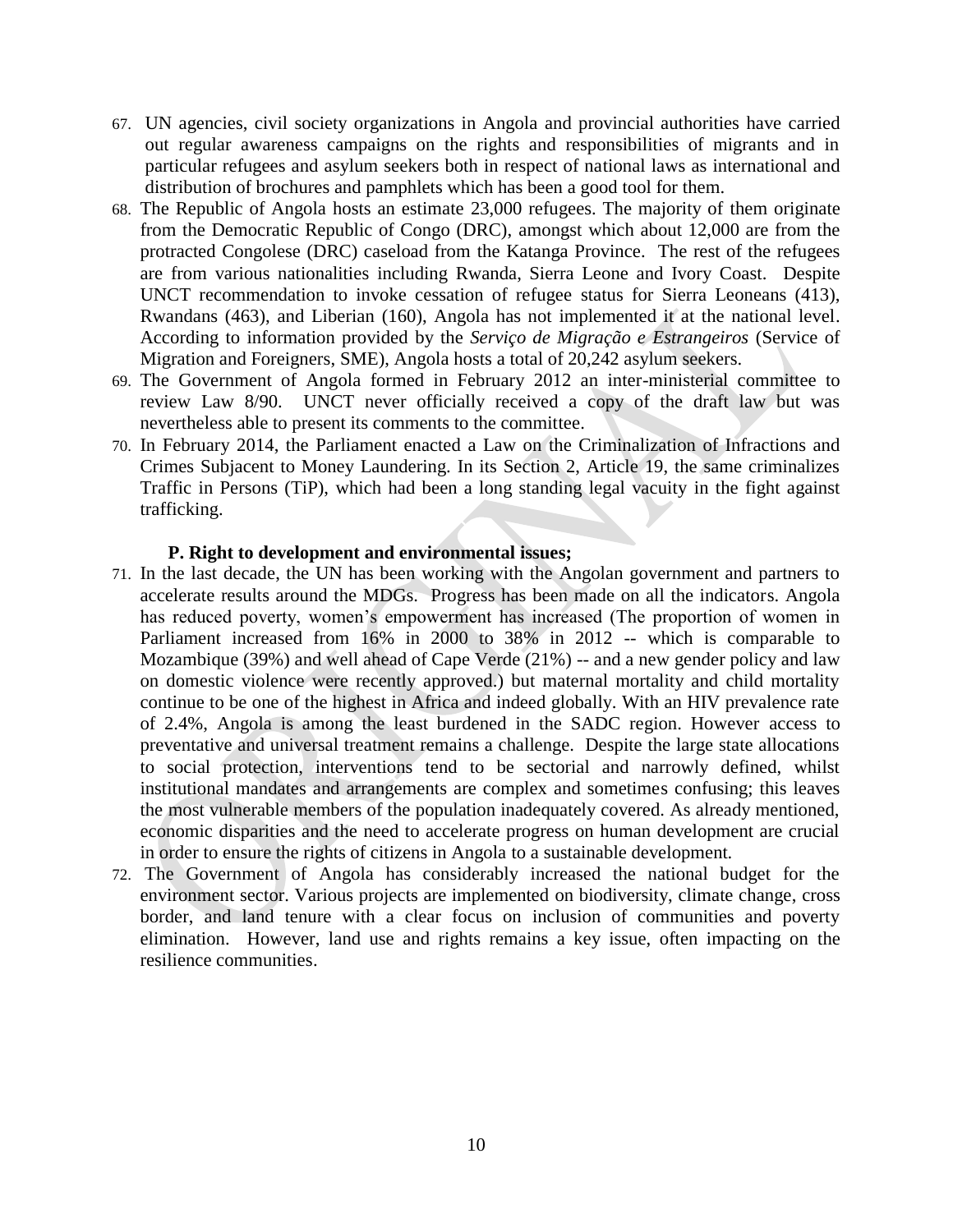67. UN agencies, civil society organizations in Angola and provincial authorities have carried out regular awareness campaigns on the rights and responsibilities of migrants and in particular refugees and asylum seekers both in respect of national laws as international and distribution of brochures and pamphlets which has been a good tool for them.
68. The Republic of Angola hosts an estimate 23,000 refugees. The majority of them originate from the Democratic Republic of Congo (DRC), amongst which about 12,000 are from the protracted Congolese (DRC) caseload from the Katanga Province. The rest of the refugees are from various nationalities including Rwanda, Sierra Leone and Ivory Coast. Despite UNCT recommendation to invoke cessation of refugee status for Sierra Leoneans (413), Rwandans (463), and Liberian (160), Angola has not implemented it at the national level. According to information provided by the *Serviço de Migração e Estrangeiros* (Service of Migration and Foreigners, SME), Angola hosts a total of 20,242 asylum seekers.
69. The Government of Angola formed in February 2012 an inter-ministerial committee to review Law 8/90. UNCT never officially received a copy of the draft law but was nevertheless able to present its comments to the committee.
70. In February 2014, the Parliament enacted a Law on the Criminalization of Infractions and Crimes Subjacent to Money Laundering. In its Section 2, Article 19, the same criminalizes Traffic in Persons (TiP), which had been a long standing legal vacuity in the fight against trafficking.

### P. Right to development and environmental issues;

71. In the last decade, the UN has been working with the Angolan government and partners to accelerate results around the MDGs. Progress has been made on all the indicators. Angola has reduced poverty, women's empowerment has increased (The proportion of women in Parliament increased from 16% in 2000 to 38% in 2012 -- which is comparable to Mozambique (39%) and well ahead of Cape Verde (21%) -- and a new gender policy and law on domestic violence were recently approved.) but maternal mortality and child mortality continue to be one of the highest in Africa and indeed globally. With an HIV prevalence rate of 2.4%, Angola is among the least burdened in the SADC region. However access to preventative and universal treatment remains a challenge. Despite the large state allocations to social protection, interventions tend to be sectorial and narrowly defined, whilst institutional mandates and arrangements are complex and sometimes confusing; this leaves the most vulnerable members of the population inadequately covered. As already mentioned, economic disparities and the need to accelerate progress on human development are crucial in order to ensure the rights of citizens in Angola to a sustainable development.
72. The Government of Angola has considerably increased the national budget for the environment sector. Various projects are implemented on biodiversity, climate change, cross border, and land tenure with a clear focus on inclusion of communities and poverty elimination. However, land use and rights remains a key issue, often impacting on the resilience communities.